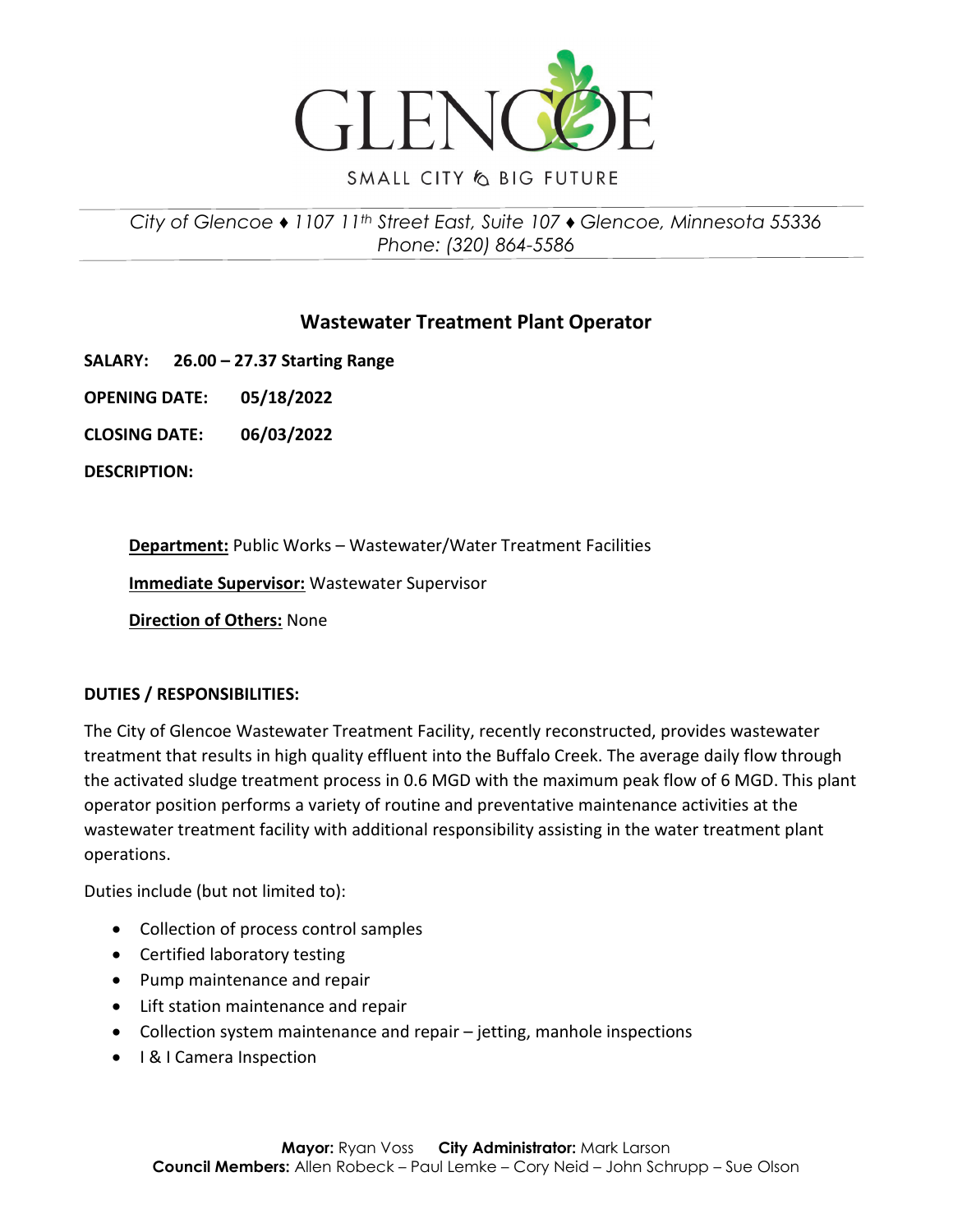GLENCOE

SMALL CITY BIG FUTURE

*City of Glencoe ♦ 1107 11th Street East, Suite 107 ♦ Glencoe, Minnesota 55336*
*Phone: (320) 864-5586*

## Wastewater Treatment Plant Operator

**SALARY:** **26.00 – 27.37 Starting Range**

**OPENING DATE:** **05/18/2022**

**CLOSING DATE:** **06/03/2022**

**DESCRIPTION:**

**Department:** Public Works – Wastewater/Water Treatment Facilities

**Immediate Supervisor:** Wastewater Supervisor

**Direction of Others:** None

**DUTIES / RESPONSIBILITIES:**

The City of Glencoe Wastewater Treatment Facility, recently reconstructed, provides wastewater treatment that results in high quality effluent into the Buffalo Creek. The average daily flow through the activated sludge treatment process in 0.6 MGD with the maximum peak flow of 6 MGD. This plant operator position performs a variety of routine and preventative maintenance activities at the wastewater treatment facility with additional responsibility assisting in the water treatment plant operations.

Duties include (but not limited to):

- Collection of process control samples
- Certified laboratory testing
- Pump maintenance and repair
- Lift station maintenance and repair
- Collection system maintenance and repair – jetting, manhole inspections
- I & I Camera Inspection

**Mayor:** Ryan Voss **City Administrator:** Mark Larson
**Council Members:** Allen Robeck – Paul Lemke – Cory Neid – John Schrupp – Sue Olson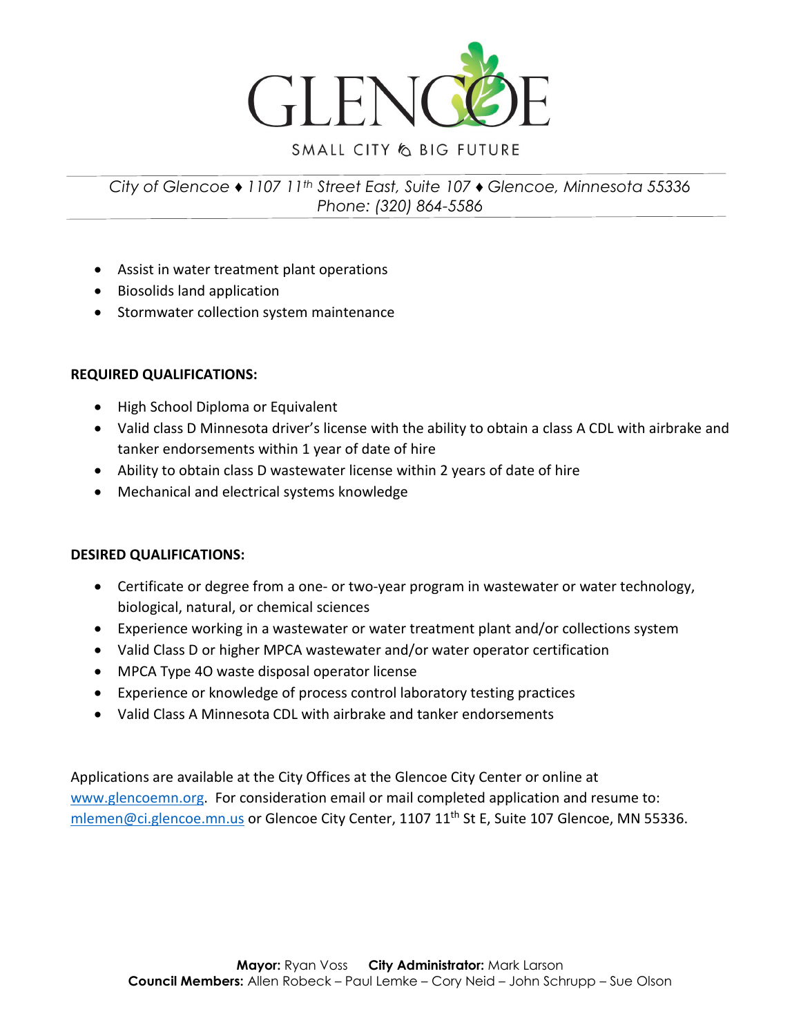- Assist in water treatment plant operations
- Biosolids land application
- Stormwater collection system maintenance

**REQUIRED QUALIFICATIONS:**

- High School Diploma or Equivalent
- Valid class D Minnesota driver's license with the ability to obtain a class A CDL with airbrake and tanker endorsements within 1 year of date of hire
- Ability to obtain class D wastewater license within 2 years of date of hire
- Mechanical and electrical systems knowledge

**DESIRED QUALIFICATIONS:**

- Certificate or degree from a one- or two-year program in wastewater or water technology, biological, natural, or chemical sciences
- Experience working in a wastewater or water treatment plant and/or collections system
- Valid Class D or higher MPCA wastewater and/or water operator certification
- MPCA Type 4O waste disposal operator license
- Experience or knowledge of process control laboratory testing practices
- Valid Class A Minnesota CDL with airbrake and tanker endorsements

Applications are available at the City Offices at the Glencoe City Center or online at www.glencoemn.org. For consideration email or mail completed application and resume to: mlemen@ci.glencoe.mn.us or Glencoe City Center, 1107 11th St E, Suite 107 Glencoe, MN 55336.